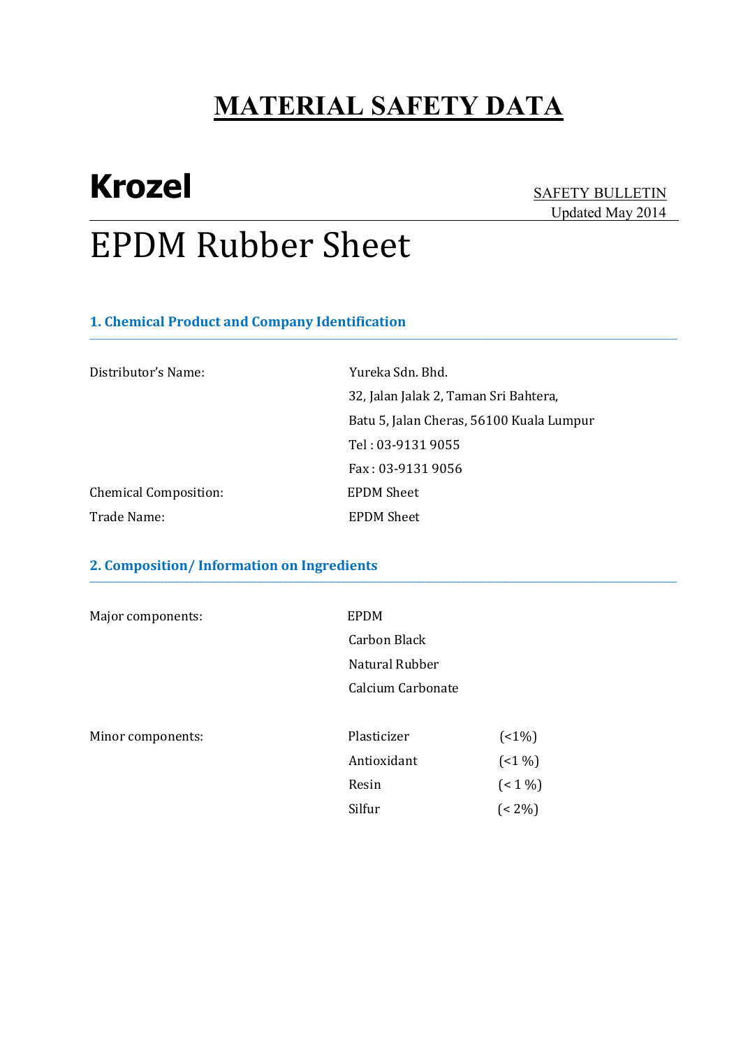# MATERIAL SAFETY DATA

**Krozel**

SAFETY BULLETIN
Updated May 2014

# EPDM Rubber Sheet

## 1. Chemical Product and Company Identification

| | |
|---|---|
| Distributor's Name: | Yureka Sdn. Bhd.<br>32, Jalan Jalak 2, Taman Sri Bahtera,<br>Batu 5, Jalan Cheras, 56100 Kuala Lumpur<br>Tel : 03-9131 9055<br>Fax : 03-9131 9056 |
| Chemical Composition: | EPDM Sheet |
| Trade Name: | EPDM Sheet |

## 2. Composition/ Information on Ingredients

| | | |
|---|---|---|
| Major components: | EPDM | |
| | Carbon Black | |
| | Natural Rubber | |
| | Calcium Carbonate | |
| Minor components: | Plasticizer | (<1%) |
| | Antioxidant | (<1 %) |
| | Resin | (< 1 %) |
| | Silfur | (< 2%) |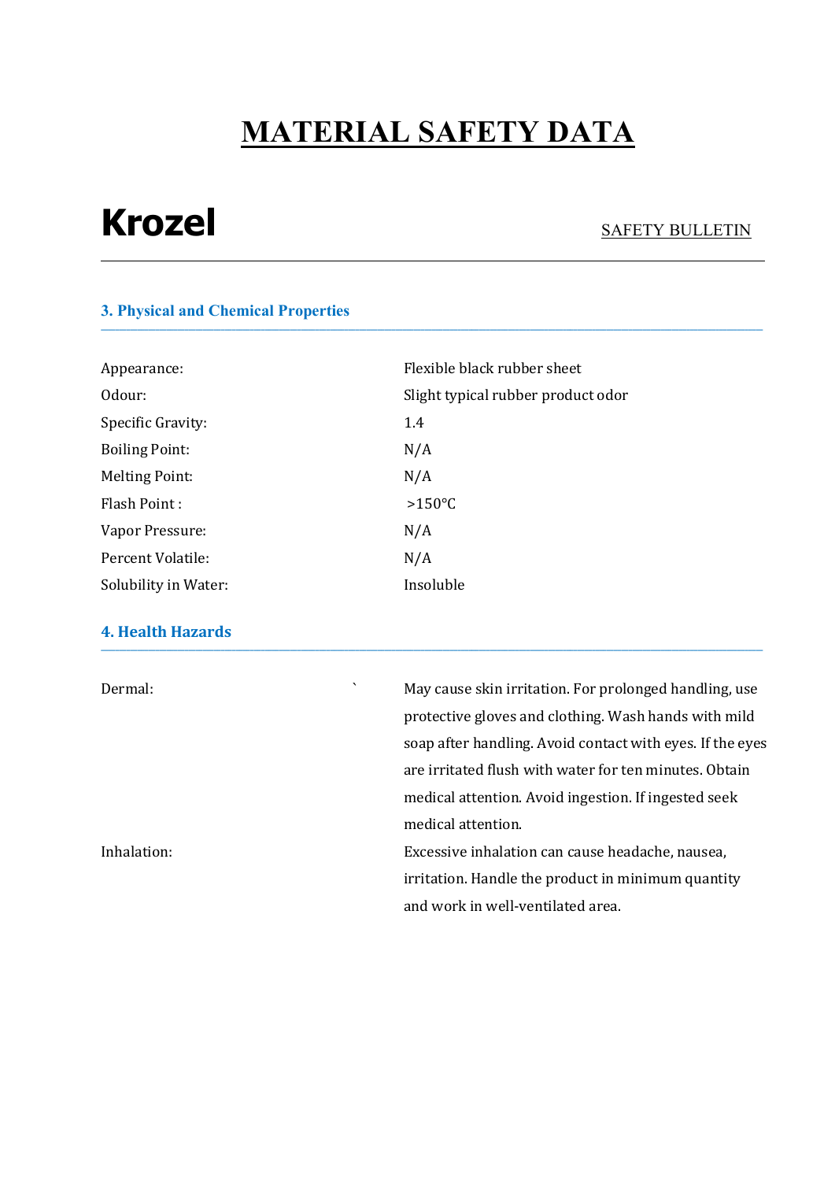# MATERIAL SAFETY DATA

**Krozel** SAFETY BULLETIN

## 3. Physical and Chemical Properties

| | |
|---|---|
| Appearance: | Flexible black rubber sheet |
| Odour: | Slight typical rubber product odor |
| Specific Gravity: | 1.4 |
| Boiling Point: | N/A |
| Melting Point: | N/A |
| Flash Point : | >150°C |
| Vapor Pressure: | N/A |
| Percent Volatile: | N/A |
| Solubility in Water: | Insoluble |

## 4. Health Hazards

| | |
|---|---|
| Dermal: | May cause skin irritation. For prolonged handling, use protective gloves and clothing. Wash hands with mild soap after handling. Avoid contact with eyes. If the eyes are irritated flush with water for ten minutes. Obtain medical attention. Avoid ingestion. If ingested seek medical attention. |
| Inhalation: | Excessive inhalation can cause headache, nausea, irritation. Handle the product in minimum quantity and work in well-ventilated area. |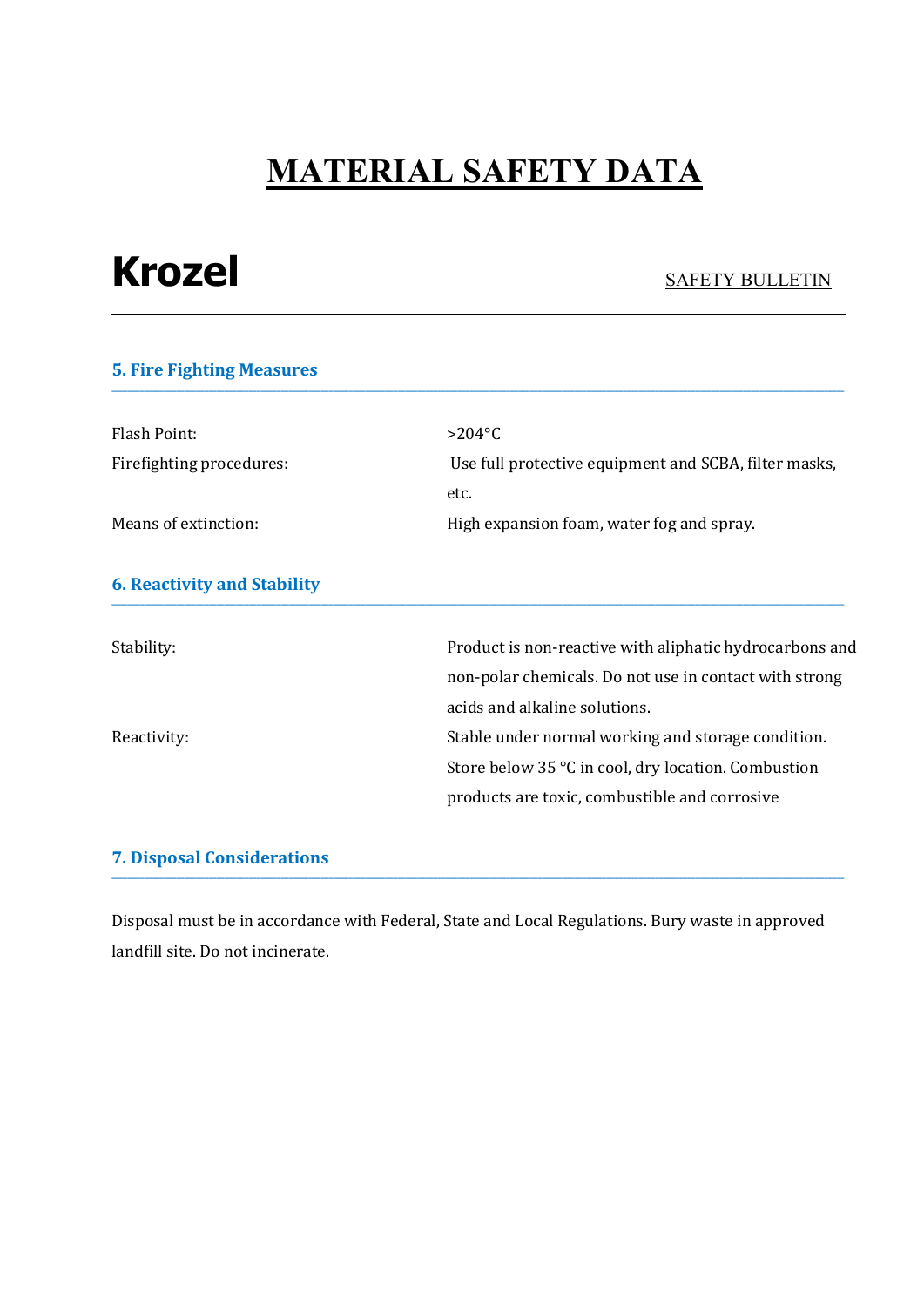# MATERIAL SAFETY DATA

**Krozel** SAFETY BULLETIN

## 5. Fire Fighting Measures

| | |
|---|---|
| Flash Point: | >204°C |
| Firefighting procedures: | Use full protective equipment and SCBA, filter masks, etc. |
| Means of extinction: | High expansion foam, water fog and spray. |

## 6. Reactivity and Stability

| | |
|---|---|
| Stability: | Product is non-reactive with aliphatic hydrocarbons and non-polar chemicals. Do not use in contact with strong acids and alkaline solutions. |
| Reactivity: | Stable under normal working and storage condition. Store below 35 °C in cool, dry location. Combustion products are toxic, combustible and corrosive |

## 7. Disposal Considerations

Disposal must be in accordance with Federal, State and Local Regulations. Bury waste in approved landfill site. Do not incinerate.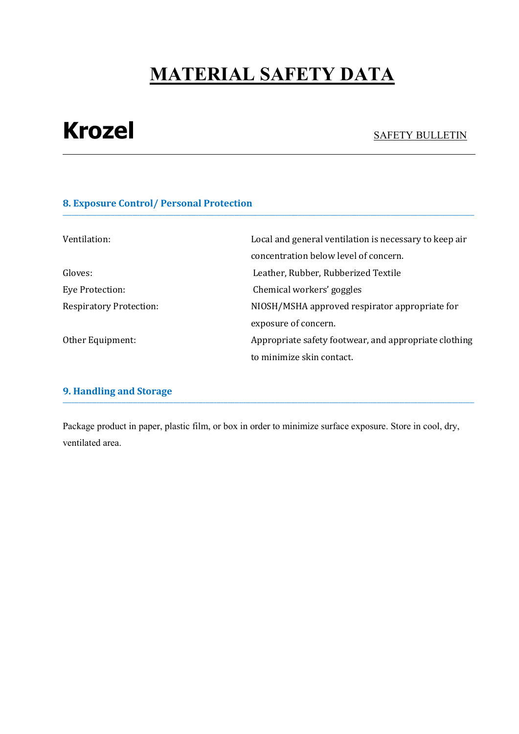# MATERIAL SAFETY DATA

**Krozel** SAFETY BULLETIN

---

## 8. Exposure Control/ Personal Protection

| | |
|---|---|
| Ventilation: | Local and general ventilation is necessary to keep air concentration below level of concern. |
| Gloves: | Leather, Rubber, Rubberized Textile |
| Eye Protection: | Chemical workers' goggles |
| Respiratory Protection: | NIOSH/MSHA approved respirator appropriate for exposure of concern. |
| Other Equipment: | Appropriate safety footwear, and appropriate clothing to minimize skin contact. |

## 9. Handling and Storage

Package product in paper, plastic film, or box in order to minimize surface exposure. Store in cool, dry, ventilated area.